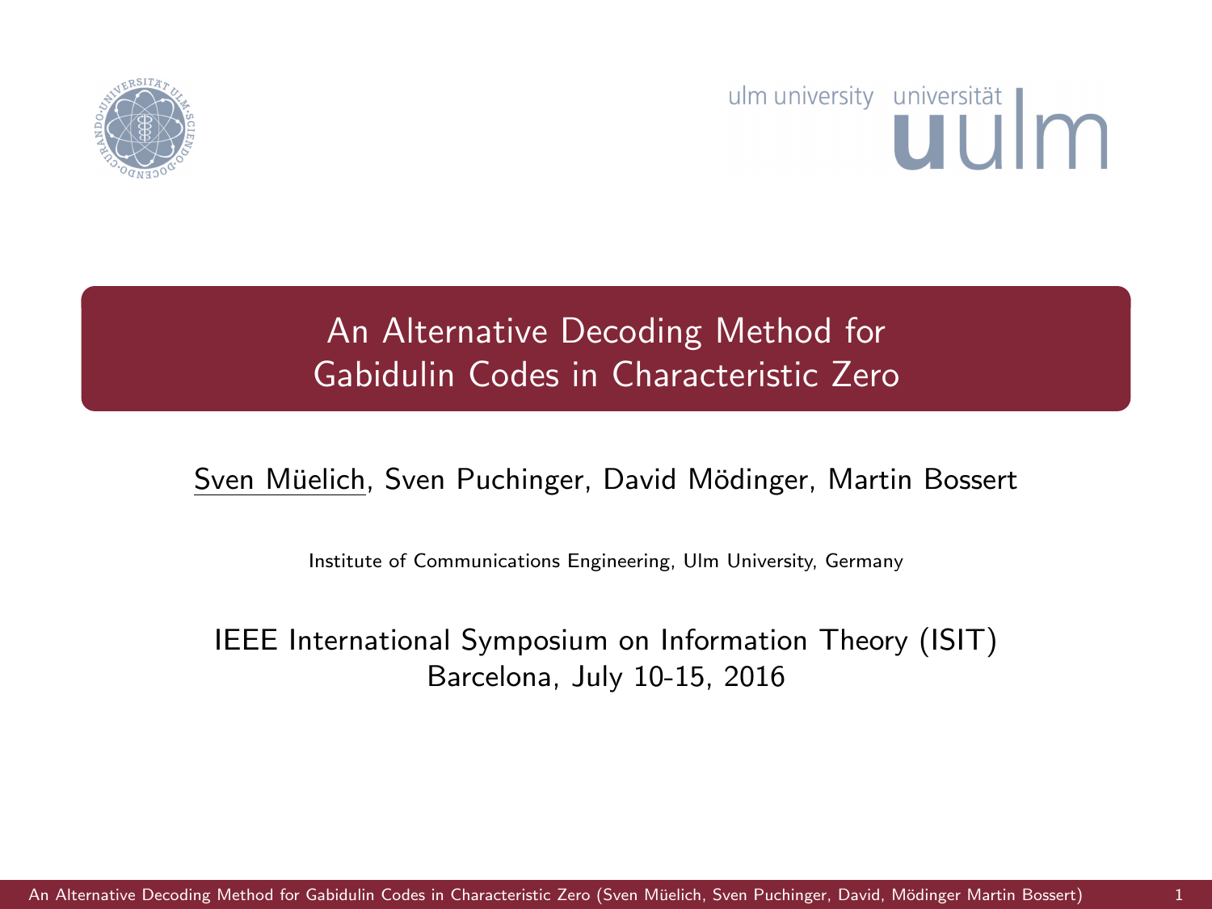# An Alternative Decoding Method for Gabidulin Codes in Characteristic Zero

Sven Müelich, Sven Puchinger, David Mödinger, Martin Bossert

Institute of Communications Engineering, Ulm University, Germany

IEEE International Symposium on Information Theory (ISIT)
Barcelona, July 10-15, 2016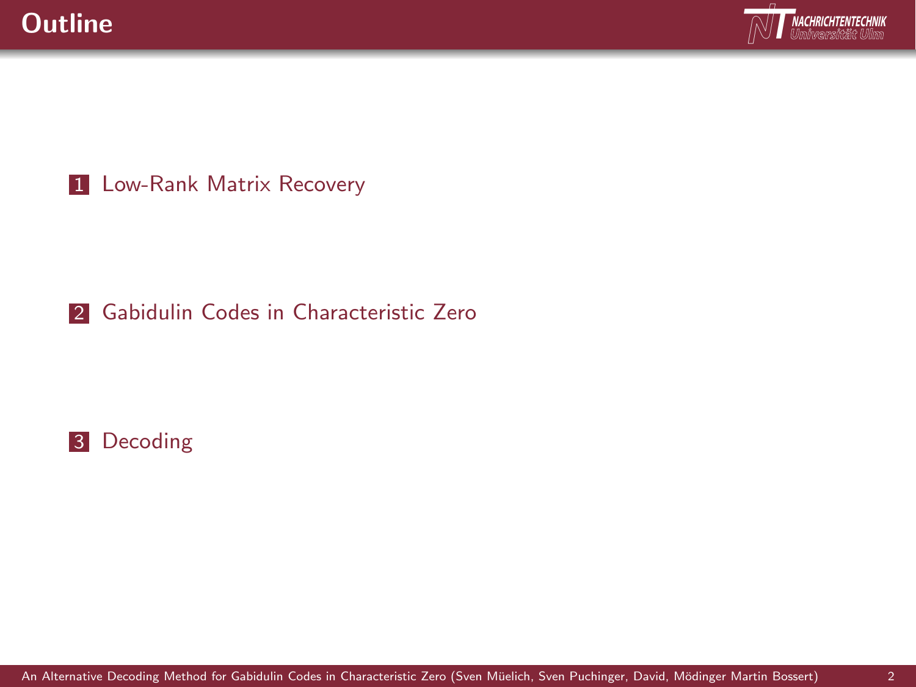# Outline

1. Low-Rank Matrix Recovery

2. Gabidulin Codes in Characteristic Zero

3. Decoding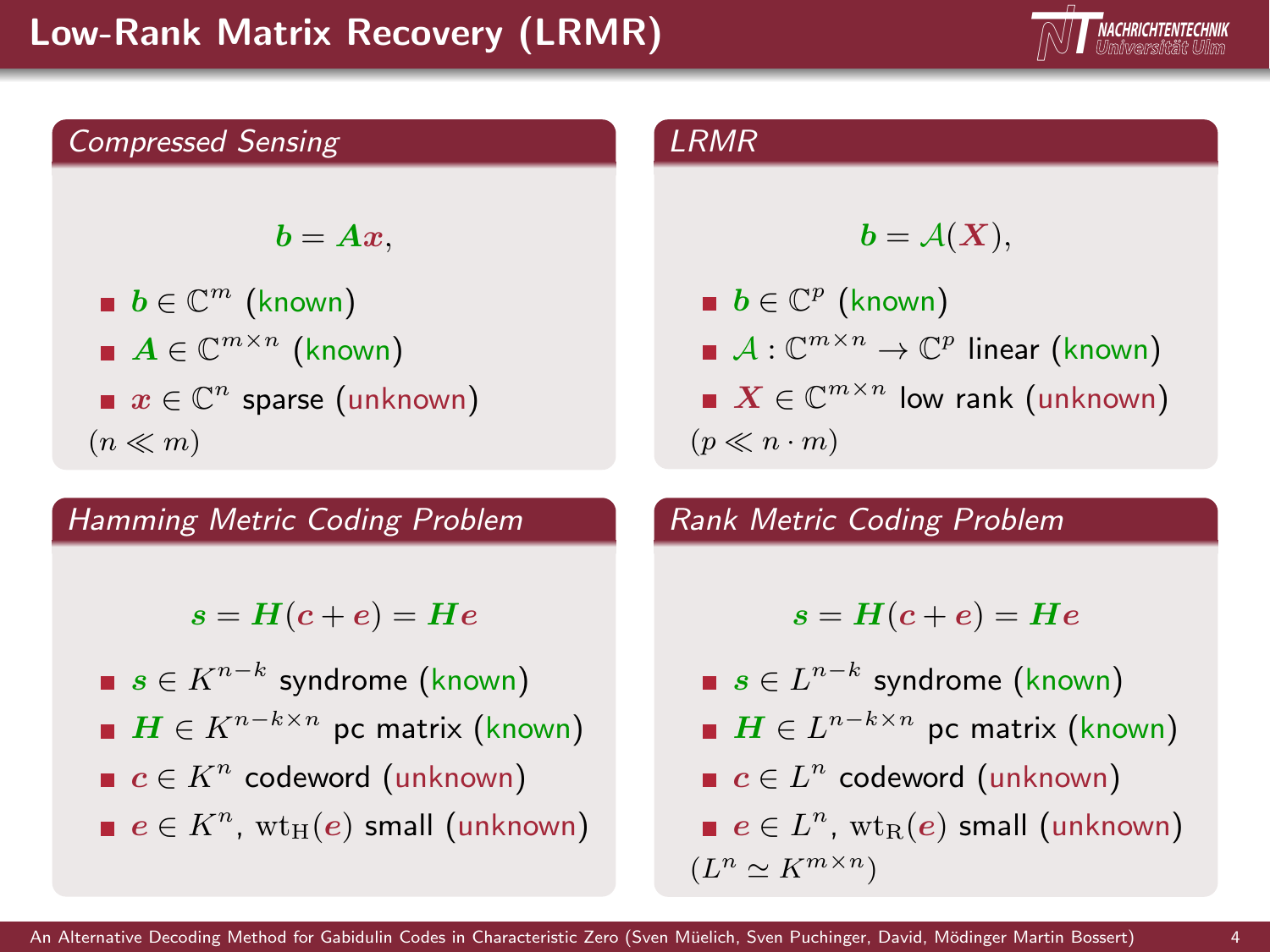# Low-Rank Matrix Recovery (LRMR)

## Compressed Sensing

$$\boldsymbol{b} = \boldsymbol{A}\boldsymbol{x},$$

- $\boldsymbol{b} \in \mathbb{C}^m$ (known)
- $\boldsymbol{A} \in \mathbb{C}^{m \times n}$ (known)
- $\boldsymbol{x} \in \mathbb{C}^n$ sparse (unknown)

$(n \ll m)$

## LRMR

$$\boldsymbol{b} = \mathcal{A}(\boldsymbol{X}),$$

- $\boldsymbol{b} \in \mathbb{C}^p$ (known)
- $\mathcal{A} : \mathbb{C}^{m \times n} \to \mathbb{C}^p$ linear (known)
- $\boldsymbol{X} \in \mathbb{C}^{m \times n}$ low rank (unknown)

$(p \ll n \cdot m)$

## Hamming Metric Coding Problem

$$\boldsymbol{s} = \boldsymbol{H}(\boldsymbol{c} + \boldsymbol{e}) = \boldsymbol{H}\boldsymbol{e}$$

- $\boldsymbol{s} \in K^{n-k}$ syndrome (known)
- $\boldsymbol{H} \in K^{n-k \times n}$ pc matrix (known)
- $\boldsymbol{c} \in K^n$ codeword (unknown)
- $\boldsymbol{e} \in K^n$, $\mathrm{wt}_{\mathrm{H}}(\boldsymbol{e})$ small (unknown)

## Rank Metric Coding Problem

$$\boldsymbol{s} = \boldsymbol{H}(\boldsymbol{c} + \boldsymbol{e}) = \boldsymbol{H}\boldsymbol{e}$$

- $\boldsymbol{s} \in L^{n-k}$ syndrome (known)
- $\boldsymbol{H} \in L^{n-k \times n}$ pc matrix (known)
- $\boldsymbol{c} \in L^n$ codeword (unknown)
- $\boldsymbol{e} \in L^n$, $\mathrm{wt}_{\mathrm{R}}(\boldsymbol{e})$ small (unknown)

$(L^n \simeq K^{m \times n})$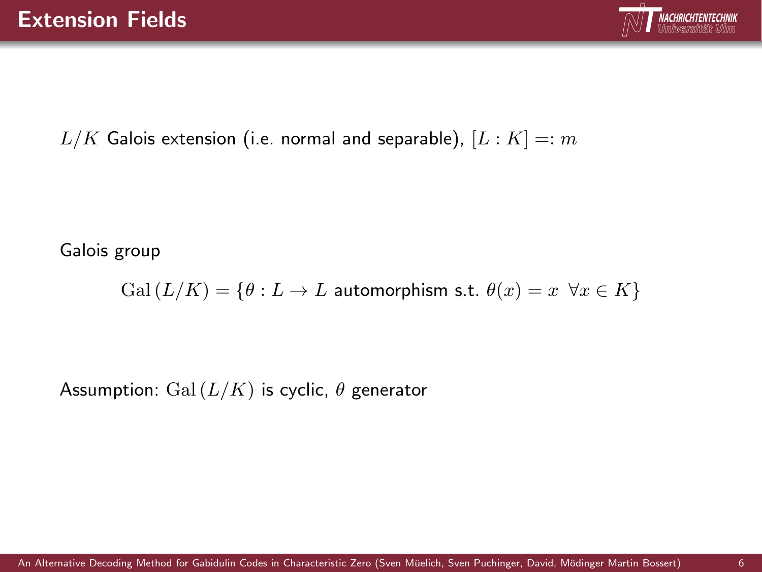# Extension Fields

$L/K$ Galois extension (i.e. normal and separable), $[L : K] =: m$

Galois group

$$\mathrm{Gal}\,(L/K) = \{\theta : L \to L \text{ automorphism s.t. } \theta(x) = x \ \ \forall x \in K\}$$

Assumption: $\mathrm{Gal}\,(L/K)$ is cyclic, $\theta$ generator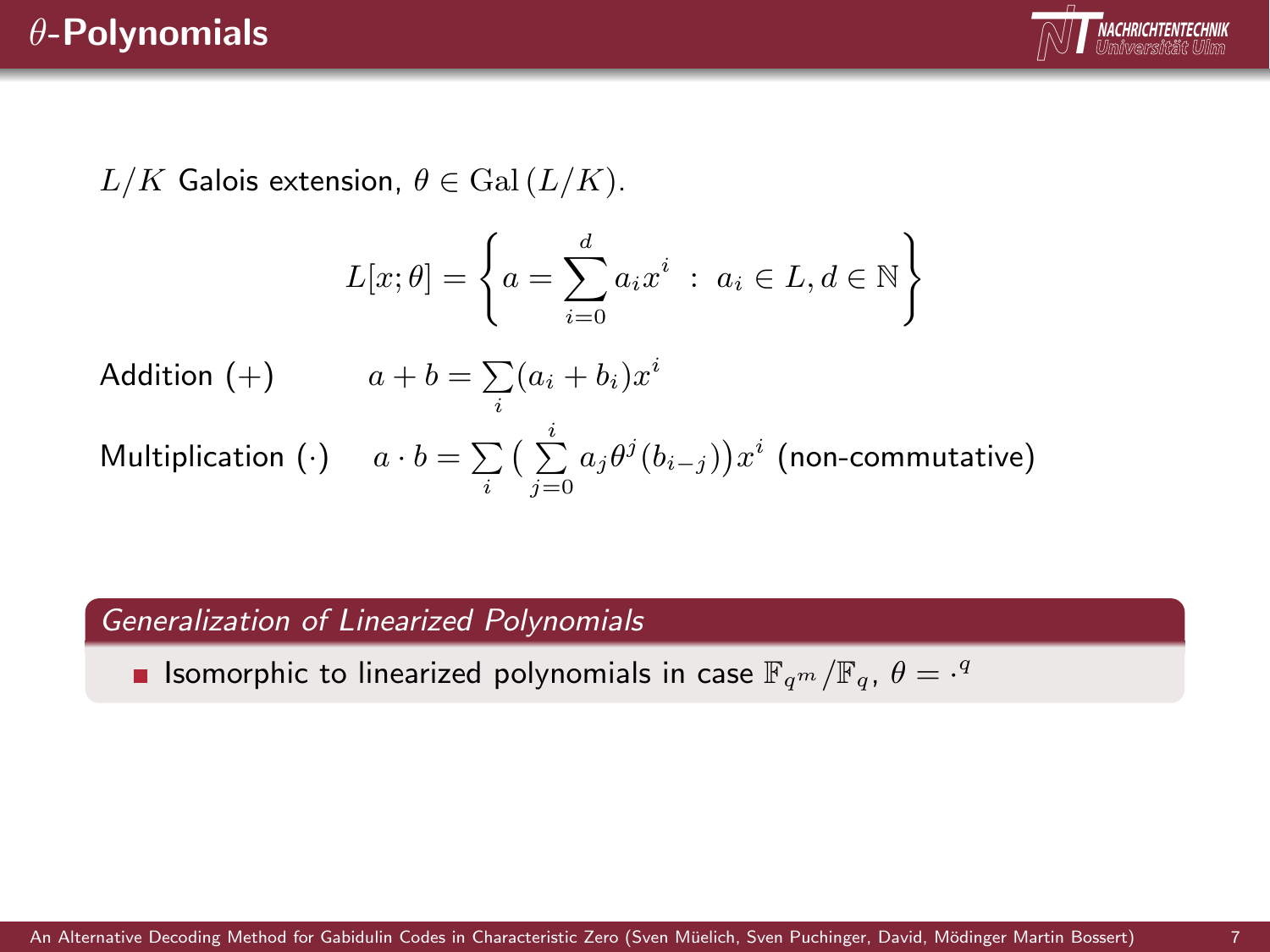# $\theta$-Polynomials

$L/K$ Galois extension, $\theta \in \mathrm{Gal}\,(L/K)$.

$$L[x;\theta] = \left\{ a = \sum_{i=0}^{d} a_i x^i \ : \ a_i \in L, d \in \mathbb{N} \right\}$$

Addition $(+)$ $\qquad a + b = \sum_i (a_i + b_i) x^i$

Multiplication $(\cdot)$ $\qquad a \cdot b = \sum_i \big( \sum_{j=0}^{i} a_j \theta^j (b_{i-j}) \big) x^i$ (non-commutative)

*Generalization of Linearized Polynomials*

- Isomorphic to linearized polynomials in case $\mathbb{F}_{q^m}/\mathbb{F}_q$, $\theta = \cdot^q$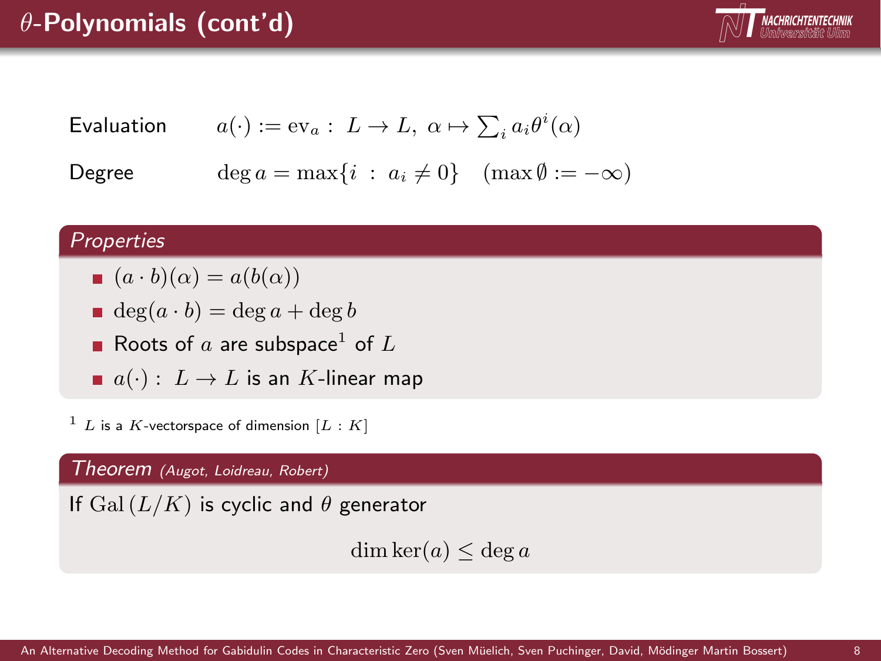# $\theta$-Polynomials (cont'd)

Evaluation $\quad a(\cdot) := \mathrm{ev}_a : L \to L, \; \alpha \mapsto \sum_i a_i \theta^i(\alpha)$

Degree $\quad \deg a = \max\{i \; : \; a_i \neq 0\} \quad (\max \emptyset := -\infty)$

### *Properties*

- $(a \cdot b)(\alpha) = a(b(\alpha))$
- $\deg(a \cdot b) = \deg a + \deg b$
- Roots of $a$ are subspace[1] of $L$
- $a(\cdot) : L \to L$ is an $K$-linear map

[1] $L$ is a $K$-vectorspace of dimension $[L : K]$

### *Theorem (Augot, Loidreau, Robert)*

If $\mathrm{Gal}\,(L/K)$ is cyclic and $\theta$ generator

$$\dim \ker(a) \leq \deg a$$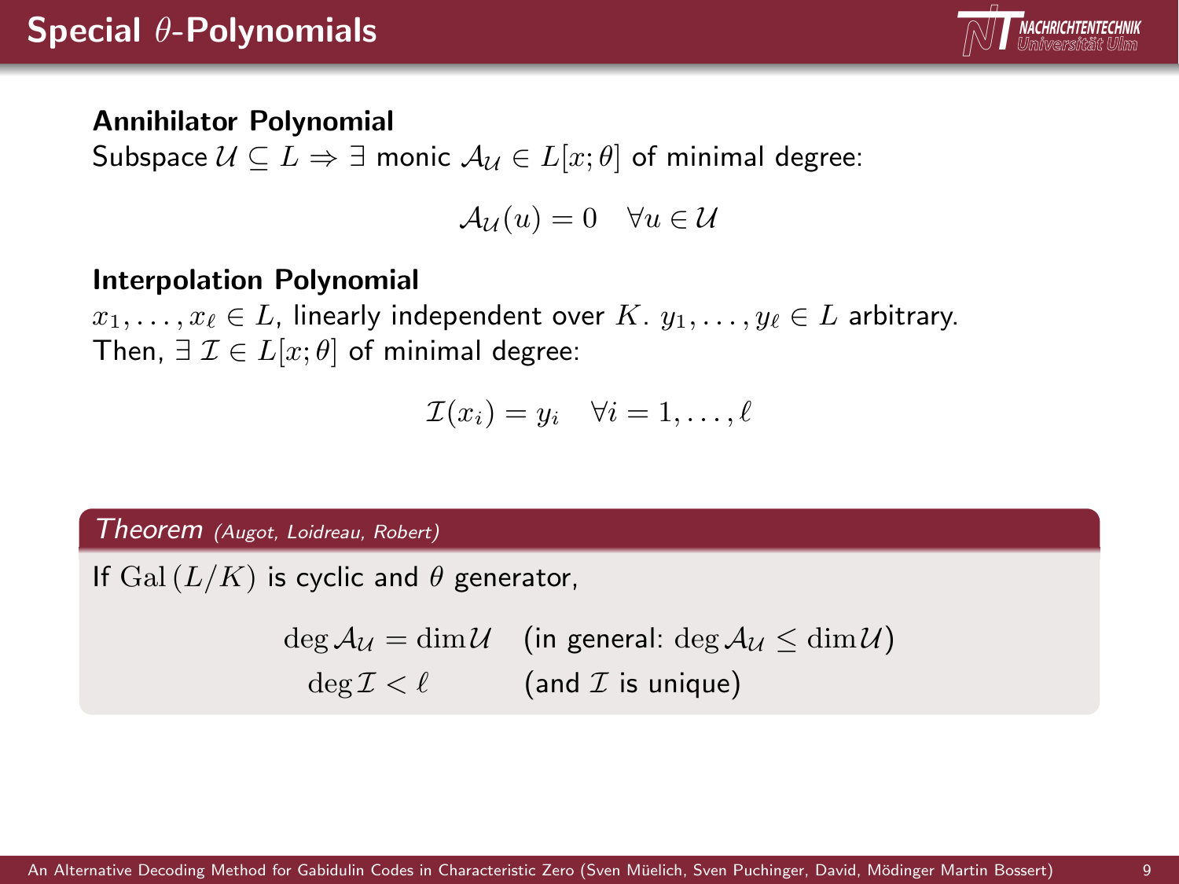# Special $\theta$-Polynomials

**Annihilator Polynomial**

Subspace $\mathcal{U} \subseteq L \Rightarrow \exists$ monic $\mathcal{A}_{\mathcal{U}} \in L[x;\theta]$ of minimal degree:

$$\mathcal{A}_{\mathcal{U}}(u) = 0 \quad \forall u \in \mathcal{U}$$

**Interpolation Polynomial**

$x_1, \dots, x_\ell \in L$, linearly independent over $K$. $y_1, \dots, y_\ell \in L$ arbitrary.
Then, $\exists\, \mathcal{I} \in L[x;\theta]$ of minimal degree:

$$\mathcal{I}(x_i) = y_i \quad \forall i = 1, \dots, \ell$$

*Theorem (Augot, Loidreau, Robert)*

If $\mathrm{Gal}\,(L/K)$ is cyclic and $\theta$ generator,

$$\deg \mathcal{A}_{\mathcal{U}} = \dim \mathcal{U} \quad \text{(in general: } \deg \mathcal{A}_{\mathcal{U}} \leq \dim \mathcal{U}\text{)}$$

$$\deg \mathcal{I} < \ell \quad \text{(and } \mathcal{I} \text{ is unique)}$$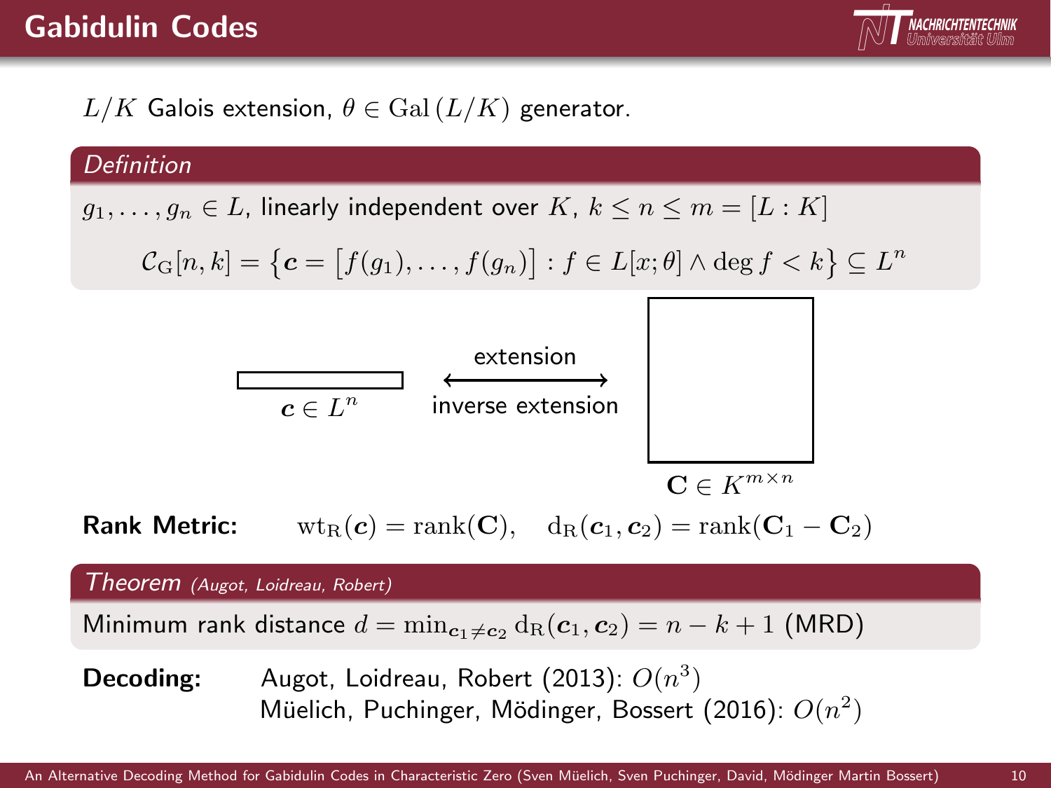# Gabidulin Codes

$L/K$ Galois extension, $\theta \in \mathrm{Gal}(L/K)$ generator.

***Definition***

$g_1, \ldots, g_n \in L$, linearly independent over $K$, $k \leq n \leq m = [L : K]$

$$\mathcal{C}_{\mathrm{G}}[n,k] = \left\{ \boldsymbol{c} = \left[ f(g_1), \ldots, f(g_n) \right] : f \in L[x;\theta] \wedge \deg f < k \right\} \subseteq L^n$$

$\boldsymbol{c} \in L^n$ ⟷ (extension / inverse extension) $\mathbf{C} \in K^{m \times n}$

**Rank Metric:** $\mathrm{wt_R}(\boldsymbol{c}) = \mathrm{rank}(\mathbf{C}), \quad \mathrm{d_R}(\boldsymbol{c}_1, \boldsymbol{c}_2) = \mathrm{rank}(\mathbf{C}_1 - \mathbf{C}_2)$

***Theorem** (Augot, Loidreau, Robert)*

Minimum rank distance $d = \min_{\boldsymbol{c}_1 \neq \boldsymbol{c}_2} \mathrm{d_R}(\boldsymbol{c}_1, \boldsymbol{c}_2) = n - k + 1$ (MRD)

**Decoding:**
- Augot, Loidreau, Robert (2013): $O(n^3)$
- Müelich, Puchinger, Mödinger, Bossert (2016): $O(n^2)$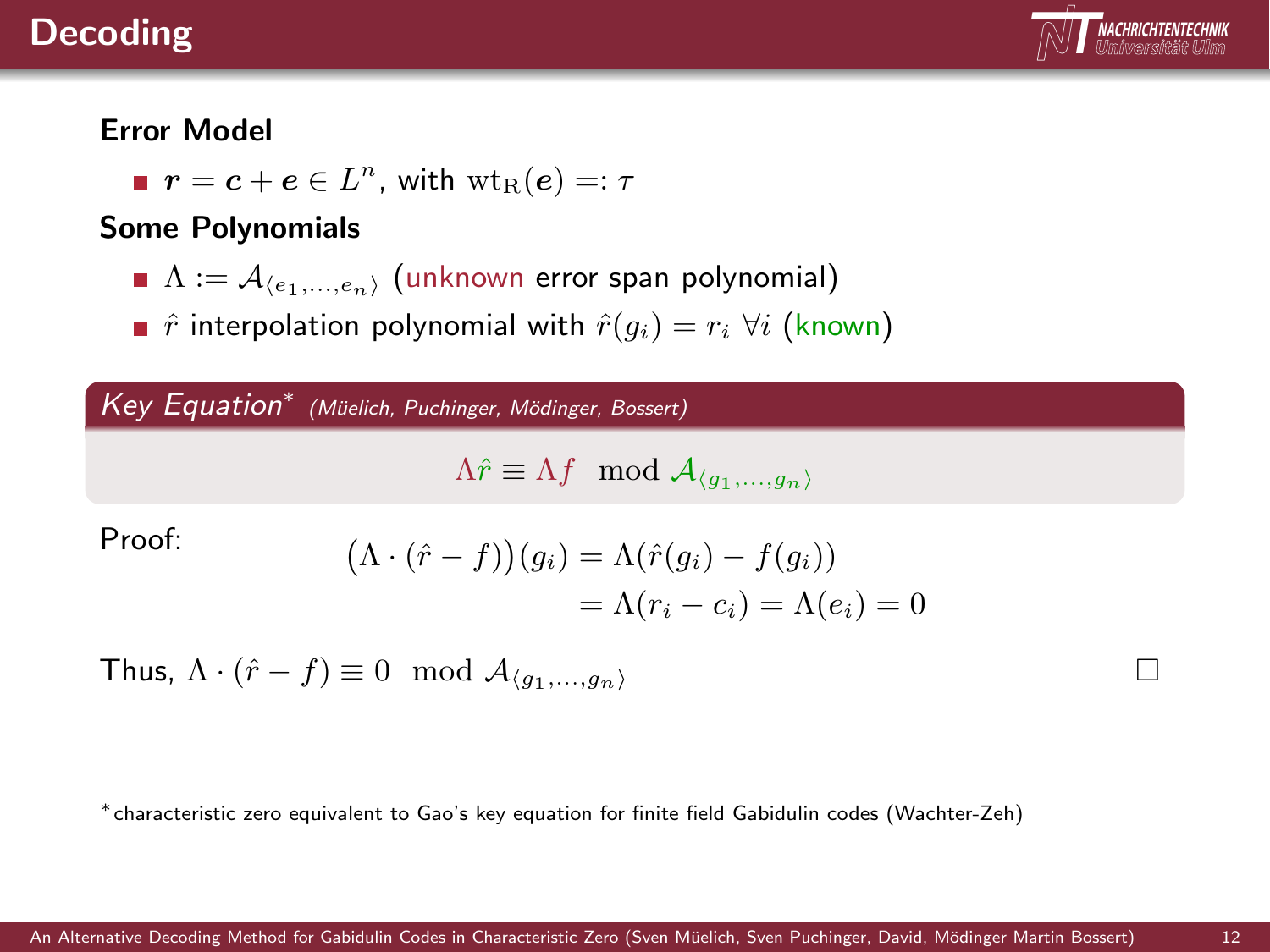# Decoding

**Error Model**

- $\boldsymbol{r} = \boldsymbol{c} + \boldsymbol{e} \in L^n$, with $\mathrm{wt_R}(\boldsymbol{e}) =: \tau$

**Some Polynomials**

- $\Lambda := \mathcal{A}_{\langle e_1, \ldots, e_n \rangle}$ (unknown error span polynomial)
- $\hat{r}$ interpolation polynomial with $\hat{r}(g_i) = r_i \ \forall i$ (known)

**Key Equation*** *(Müelich, Puchinger, Mödinger, Bossert)*

$$\Lambda \hat{r} \equiv \Lambda f \mod \mathcal{A}_{\langle g_1, \ldots, g_n \rangle}$$

Proof:

$$\begin{aligned}\big(\Lambda \cdot (\hat{r} - f)\big)(g_i) &= \Lambda(\hat{r}(g_i) - f(g_i)) \\ &= \Lambda(r_i - c_i) = \Lambda(e_i) = 0\end{aligned}$$

Thus, $\Lambda \cdot (\hat{r} - f) \equiv 0 \mod \mathcal{A}_{\langle g_1, \ldots, g_n \rangle}$ □

*characteristic zero equivalent to Gao's key equation for finite field Gabidulin codes (Wachter-Zeh)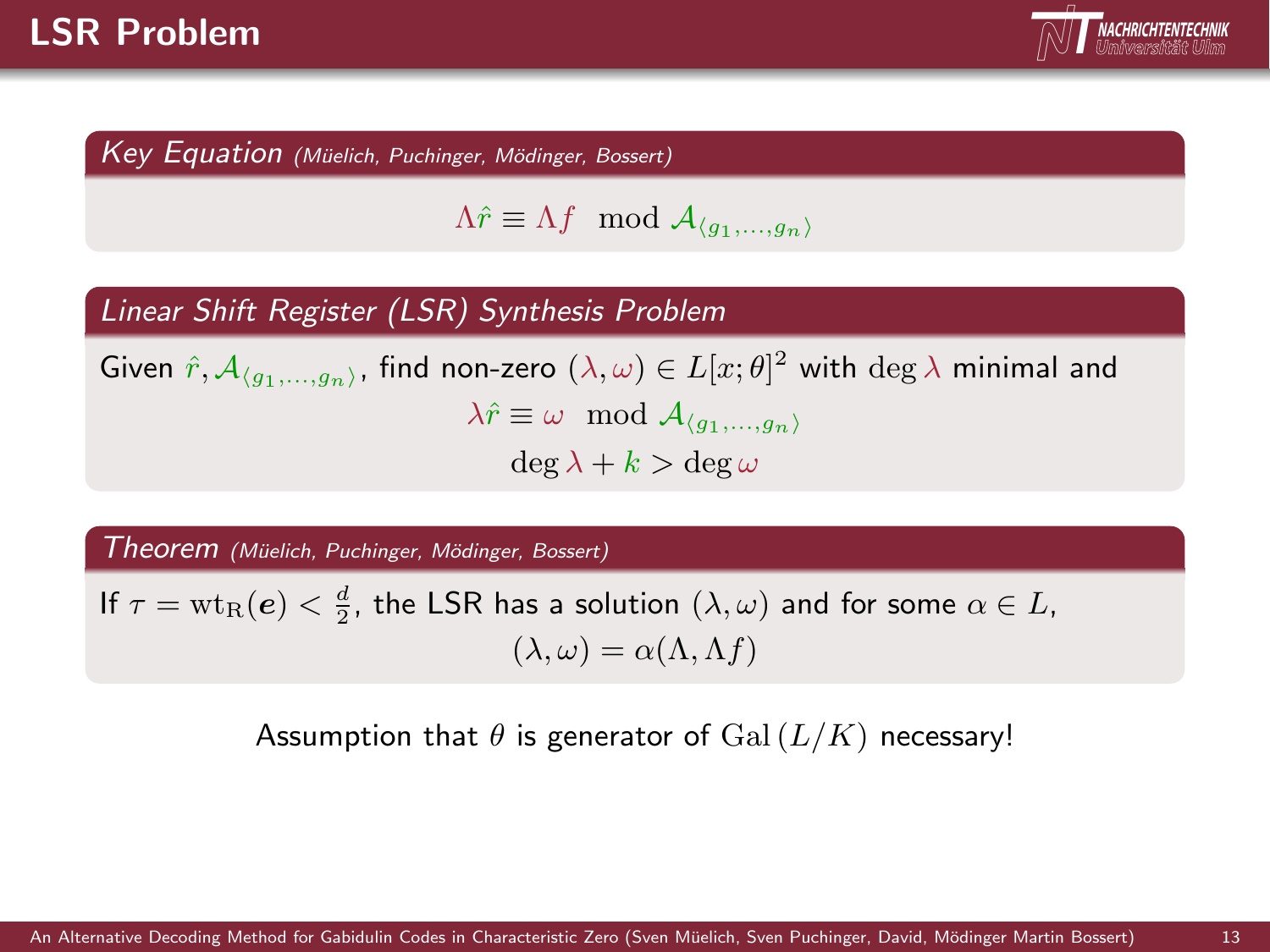# LSR Problem

### *Key Equation* *(Müelich, Puchinger, Mödinger, Bossert)*

$$\Lambda \hat{r} \equiv \Lambda f \mod \mathcal{A}_{\langle g_1, \dots, g_n \rangle}$$

### *Linear Shift Register (LSR) Synthesis Problem*

Given $\hat{r}, \mathcal{A}_{\langle g_1, \dots, g_n \rangle}$, find non-zero $(\lambda, \omega) \in L[x;\theta]^2$ with $\deg \lambda$ minimal and

$$\lambda \hat{r} \equiv \omega \mod \mathcal{A}_{\langle g_1, \dots, g_n \rangle}$$

$$\deg \lambda + k > \deg \omega$$

### *Theorem* *(Müelich, Puchinger, Mödinger, Bossert)*

If $\tau = \mathrm{wt}_{\mathrm{R}}(\boldsymbol{e}) < \frac{d}{2}$, the LSR has a solution $(\lambda, \omega)$ and for some $\alpha \in L$,

$$(\lambda, \omega) = \alpha(\Lambda, \Lambda f)$$

Assumption that $\theta$ is generator of $\mathrm{Gal}\,(L/K)$ necessary!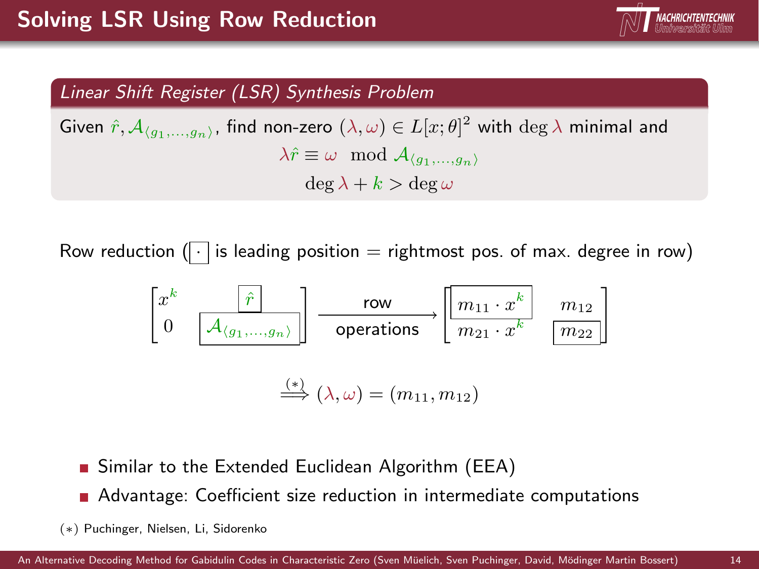# Solving LSR Using Row Reduction

*Linear Shift Register (LSR) Synthesis Problem*

Given $\hat{r}, \mathcal{A}_{\langle g_1,\dots,g_n \rangle}$, find non-zero $(\lambda, \omega) \in L[x;\theta]^2$ with $\deg \lambda$ minimal and

$$\lambda \hat{r} \equiv \omega \mod \mathcal{A}_{\langle g_1,\dots,g_n \rangle}$$

$$\deg \lambda + k > \deg \omega$$

Row reduction ($\boxed{\cdot}$ is leading position = rightmost pos. of max. degree in row)

$$\begin{bmatrix} x^k & \boxed{\hat{r}} \\ 0 & \boxed{\mathcal{A}_{\langle g_1,\dots,g_n \rangle}} \end{bmatrix} \xrightarrow[\text{operations}]{\text{row}} \begin{bmatrix} \boxed{m_{11} \cdot x^k} & m_{12} \\ m_{21} \cdot x^k & \boxed{m_{22}} \end{bmatrix}$$

$$\overset{(*)}{\Longrightarrow} (\lambda, \omega) = (m_{11}, m_{12})$$

- Similar to the Extended Euclidean Algorithm (EEA)
- Advantage: Coefficient size reduction in intermediate computations

$(*)$ Puchinger, Nielsen, Li, Sidorenko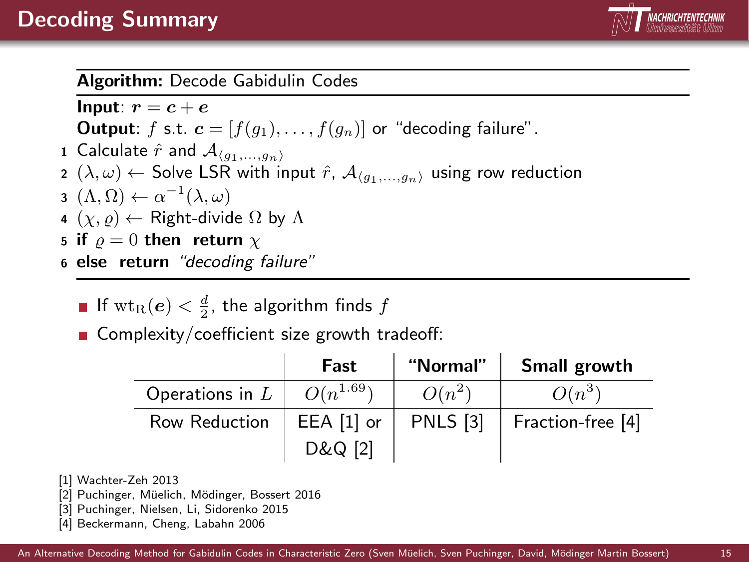# Decoding Summary

**Algorithm:** Decode Gabidulin Codes

**Input**: $\boldsymbol{r} = \boldsymbol{c} + \boldsymbol{e}$

**Output**: $f$ s.t. $\boldsymbol{c} = [f(g_1), \dots, f(g_n)]$ or "decoding failure".

1. Calculate $\hat{r}$ and $\mathcal{A}_{\langle g_1, \dots, g_n \rangle}$
2. $(\lambda, \omega) \leftarrow$ Solve LSR with input $\hat{r}$, $\mathcal{A}_{\langle g_1, \dots, g_n \rangle}$ using row reduction
3. $(\Lambda, \Omega) \leftarrow \alpha^{-1}(\lambda, \omega)$
4. $(\chi, \varrho) \leftarrow$ Right-divide $\Omega$ by $\Lambda$
5. **if** $\varrho = 0$ **then return** $\chi$
6. **else return** *"decoding failure"*

- If $\mathrm{wt}_{\mathrm{R}}(\boldsymbol{e}) < \frac{d}{2}$, the algorithm finds $f$
- Complexity/coefficient size growth tradeoff:

| | **Fast** | **"Normal"** | **Small growth** |
|---|---|---|---|
| Operations in $L$ | $O(n^{1.69})$ | $O(n^2)$ | $O(n^3)$ |
| Row Reduction | EEA [1] or D&Q [2] | PNLS [3] | Fraction-free [4] |

[1] Wachter-Zeh 2013
[2] Puchinger, Müelich, Mödinger, Bossert 2016
[3] Puchinger, Nielsen, Li, Sidorenko 2015
[4] Beckermann, Cheng, Labahn 2006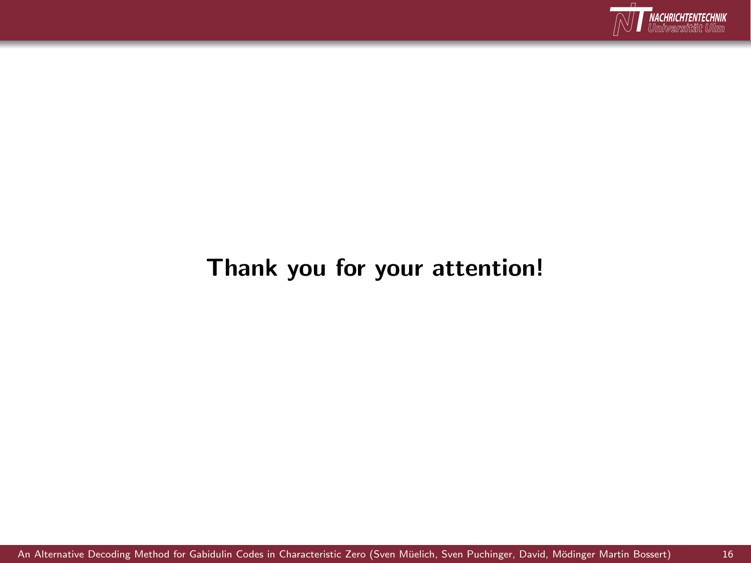**Thank you for your attention!**